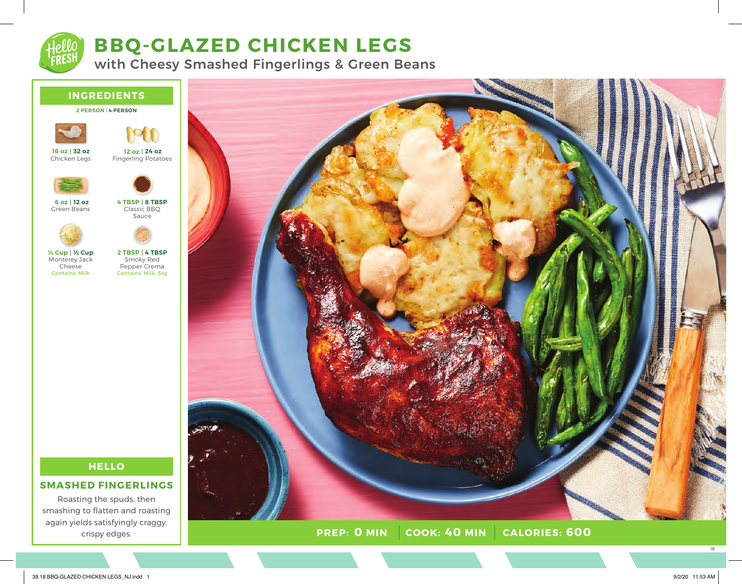# BBQ-GLAZED CHICKEN LEGS

## with Cheesy Smashed Fingerlings & Green Beans

## INGREDIENTS

**2 PERSON | 4 PERSON**

| Amount (2 Person \| 4 Person) | Ingredient |
| --- | --- |
| 16 oz \| 32 oz | Chicken Legs |
| 12 oz \| 24 oz | Fingerling Potatoes |
| 6 oz \| 12 oz | Green Beans |
| 4 TBSP \| 8 TBSP | Classic BBQ Sauce |
| ¼ Cup \| ½ Cup | Monterey Jack Cheese (Contains: Milk) |
| 2 TBSP \| 4 TBSP | Smoky Red Pepper Crema (Contains: Milk, Soy) |

## HELLO

### SMASHED FINGERLINGS

Roasting the spuds, then smashing to flatten and roasting again yields satisfyingly craggy, crispy edges.

**PREP: 0 MIN | COOK: 40 MIN | CALORIES: 600**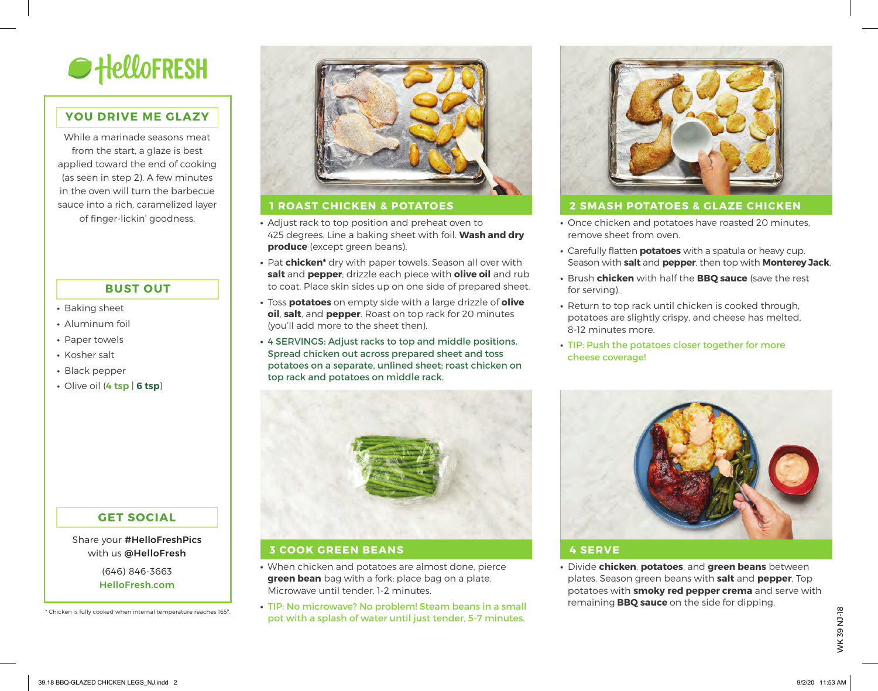HelloFRESH

## YOU DRIVE ME GLAZY

While a marinade seasons meat from the start, a glaze is best applied toward the end of cooking (as seen in step 2). A few minutes in the oven will turn the barbecue sauce into a rich, caramelized layer of finger-lickin' goodness.

## BUST OUT

- Baking sheet
- Aluminum foil
- Paper towels
- Kosher salt
- Black pepper
- Olive oil (**4 tsp** | **6 tsp**)

## GET SOCIAL

Share your **#HelloFreshPics** with us **@HelloFresh**

(646) 846-3663

HelloFresh.com

\* Chicken is fully cooked when internal temperature reaches 165°.

## 1 ROAST CHICKEN & POTATOES

- Adjust rack to top position and preheat oven to 425 degrees. Line a baking sheet with foil. **Wash and dry produce** (except green beans).
- Pat **chicken*** dry with paper towels. Season all over with **salt** and **pepper**; drizzle each piece with **olive oil** and rub to coat. Place skin sides up on one side of prepared sheet.
- Toss **potatoes** on empty side with a large drizzle of **olive oil**, **salt**, and **pepper**. Roast on top rack for 20 minutes (you'll add more to the sheet then).
- 4 SERVINGS: Adjust racks to top and middle positions. Spread chicken out across prepared sheet and toss potatoes on a separate, unlined sheet; roast chicken on top rack and potatoes on middle rack.

## 2 SMASH POTATOES & GLAZE CHICKEN

- Once chicken and potatoes have roasted 20 minutes, remove sheet from oven.
- Carefully flatten **potatoes** with a spatula or heavy cup. Season with **salt** and **pepper**, then top with **Monterey Jack**.
- Brush **chicken** with half the **BBQ sauce** (save the rest for serving).
- Return to top rack until chicken is cooked through, potatoes are slightly crispy, and cheese has melted, 8-12 minutes more.
- TIP: Push the potatoes closer together for more cheese coverage!

## 3 COOK GREEN BEANS

- When chicken and potatoes are almost done, pierce **green bean** bag with a fork; place bag on a plate. Microwave until tender, 1-2 minutes.
- TIP: No microwave? No problem! Steam beans in a small pot with a splash of water until just tender, 5-7 minutes.

## 4 SERVE

- Divide **chicken**, **potatoes**, and **green beans** between plates. Season green beans with **salt** and **pepper**. Top potatoes with **smoky red pepper crema** and serve with remaining **BBQ sauce** on the side for dipping.

WK 39 NJ-18